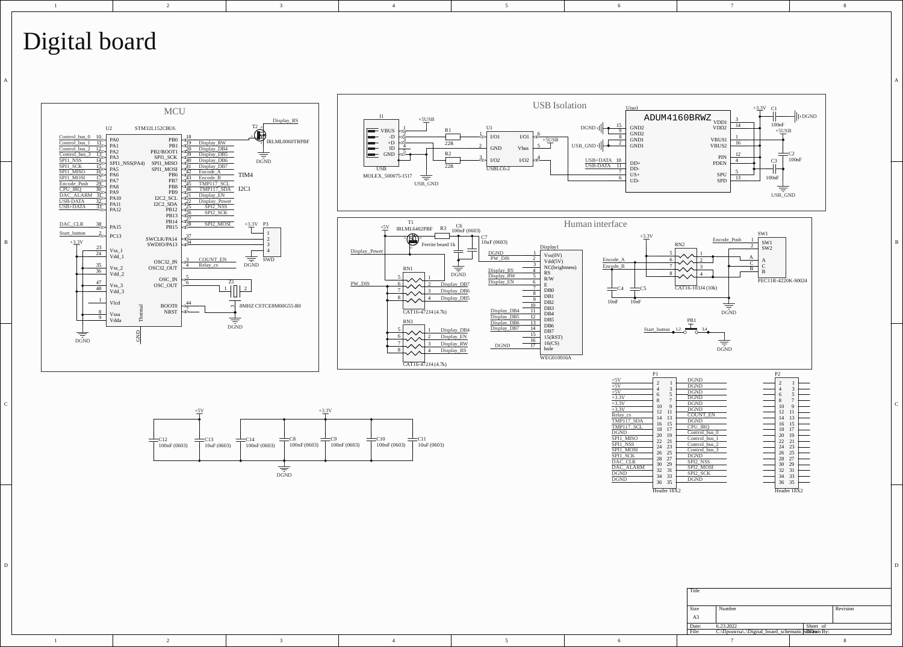# Digital board

## MCU

U2 STM32L152CBU6

| Net | Pin | Name | | Name | Pin | Net |
|---|---|---|---|---|---|---|
| Control_bus_0 | 10 | PA0 | | PB0 | 18 | Display_RS (via T2) |
| Control_bus_1 | 11 | PA1 | | PB1 | 19 | Display_RW |
| Control_bus_2 | 12 | PA2 | | PB2/BOOT1 | 20 | Display_DB4 |
| Control_bus_3 | 13 | PA3 | | SPI1_SCK | 39 | Display_DB5 |
| SPI1_NSS | 14 | SPI1_NSS(PA4) | | SPI1_MISO | 40 | Display_DB6 |
| SPI1_SCK | 15 | PA5 | | SPI1_MOSI | 41 | Display_DB7 |
| SPI1_MISO | 16 | PA6 | | PB6 | 42 | Encode_A |
| SPI1_MOSI | 17 | PA7 | | PB7 | 43 | Encode_B |
| Encode_Push | 29 | PA8 | | PB8 | 45 | TMP117_SCL |
| CPU_IRQ | 30 | PA9 | | PB9 | 46 | TMP117_SDA |
| DAC_ALARM | 31 | PA10 | | I2C2_SCL | 21 | Display_EN |
| USB-DATA | 32 | PA11 | | I2C2_SDA | 22 | Display_Power |
| USB+DATA | 33 | PA12 | | PB12 | 25 | SPI2_NSS |
| | | | | PB13 | 26 | SPI2_SCK |
| | | | | PB14 | 27 | |
| DAC_CLR | 38 | PA15 | | PB15 | 28 | SPI2_MOSI |
| Start_button | 2 | PC13 | | SWCLK/PA14 | 37 | P3 |
| +3.3V | 23 | Vss_1 | | SWDIO/PA13 | 34 | P3 |
| | 24 | Vdd_1 | | OSC32_IN | 3 | COUNT_EN |
| | 35 | Vss_2 | | OSC32_OUT | 4 | Relay_cs |
| | 36 | Vdd_2 | | OSC_IN | 5 | Z1 |
| | 47 | Vss_3 | | OSC_OUT | 6 | Z1 |
| | 48 | Vdd_3 | | | | |
| | 1 | Vlcd | | BOOT0 | 44 | DGND |
| | 8 | Vssa | | NRST | 7 | |
| | 9 | Vdda | | Thermal / GND | | DGND |

TIM4, I2C1

T2 IRLML0060TRPBF, DGND

P3 (SWD): 1 +3.3V, 2, 3, 4 DGND

Z1 8MHZ CSTCE8M00G55-R0, DGND

## USB Isolation

J1 USB MOLEX_500075-1517: VBUS 1, -D 2, +D 3, ID 4, GND 5 — USB_GND

R1 22R, R2 22R, +5USB

U1 USBLC6-2: I/O1 1, GND 2, I/O2 3, I/O2 4, Vbus 5, I/O1 6 — +5USB

Uiso1 ADUM4160BRWZ:
- DGND: GND2 15, GND2 9
- USB_GND: GND1 8, GND1 2
- USB+DATA 10 DD+
- USB-DATA 11 DD-
- 7 US+, 6 UD-
- VDD1 3, VDD2 14 — +3.3V, C1 100nF, DGND
- VBUS1 1, VBUS2 16 — +5USB
- PIN 12, PDEN 4 — C2 100nF, C3 100nF, USB_GND
- SPU 5, SPD 13

## Human interface

T1 IRLML6402PBF, +5V, R3 Ferrite beard 1k, C6 100nF (0603), C7 10uF (0603), DGND

Display_Power, PW_DIS

RN1 CAT16-472J4 (4.7k): Display_DB7, Display_DB6, Display_DB5

RN3 CAT16-472J4 (4.7k): Display_DB4, Display_EN, Display_RW, Display_RS

Display1 WEG010016A:

| Pin | Name | Net |
|---|---|---|
| 1 | Vss(0V) | DGND |
| 2 | Vdd(5V) | PW_DIS |
| 3 | NC(brightness) | |
| 4 | RS | Display_RS |
| 5 | R/W | Display_RW |
| 6 | E | Display_EN |
| 7 | DB0 | |
| 8 | DB1 | |
| 9 | DB2 | |
| 10 | DB3 | |
| 11 | DB4 | Display_DB4 |
| 12 | DB5 | Display_DB5 |
| 13 | DB6 | Display_DB6 |
| 14 | DB7 | Display_DB7 |
| 15 | 15(RST) | |
| 16 | 16(CS) | |
| 17 | hole | DGND |

+3.3V, RN2 CAT16-103J4 (10k), Encode_A, Encode_B, C4 10nF, C5 10nF, DGND

SW1 PEC11R-4220K-S0024: Encode_Push 1 SW1, 2 SW2, A, C, B

PB1: Start_button 1,2 — 3,4 DGND

## Power decoupling

+5V: C12 100nF (0603), C13 10uF (0603), C14 100nF (0603)

+3.3V: C8 100nF (0603), C9 100nF (0603), C10 100nF (0603), C11 10uF (0603)

DGND

## P1 Header 18X2

| Net | Pin | Pin | Net |
|---|---|---|---|
| +5V | 2 | 1 | DGND |
| +5V | 4 | 3 | DGND |
| +5V | 6 | 5 | DGND |
| +3.3V | 8 | 7 | DGND |
| +3.3V | 10 | 9 | DGND |
| +3.3V | 12 | 11 | DGND |
| Relay_cs | 14 | 13 | COUNT_EN |
| TMP117_SDA | 16 | 15 | DGND |
| TMP117_SCL | 18 | 17 | CPU_IRQ |
| DGND | 20 | 19 | Control_bus_0 |
| SPI1_MISO | 22 | 21 | Control_bus_1 |
| SPI1_NSS | 24 | 23 | Control_bus_2 |
| SPI1_MOSI | 26 | 25 | Control_bus_3 |
| SPI1_SCK | 28 | 27 | DGND |
| DAC_CLR | 30 | 29 | SPI2_NSS |
| DAC_ALARM | 32 | 31 | SPI2_MOSI |
| DGND | 34 | 33 | SPI2_SCK |
| DGND | 36 | 35 | DGND |

## P2 Header 18X2

Pins 1–36 (unconnected)

| Title | | |
|---|---|---|
| Size: A3 | Number | Revision |
| Date: 6.23.2022 | | Sheet of |
| File: C:\Проекты\..\Digital_board_schematic.SchDoc | | Drawn By: |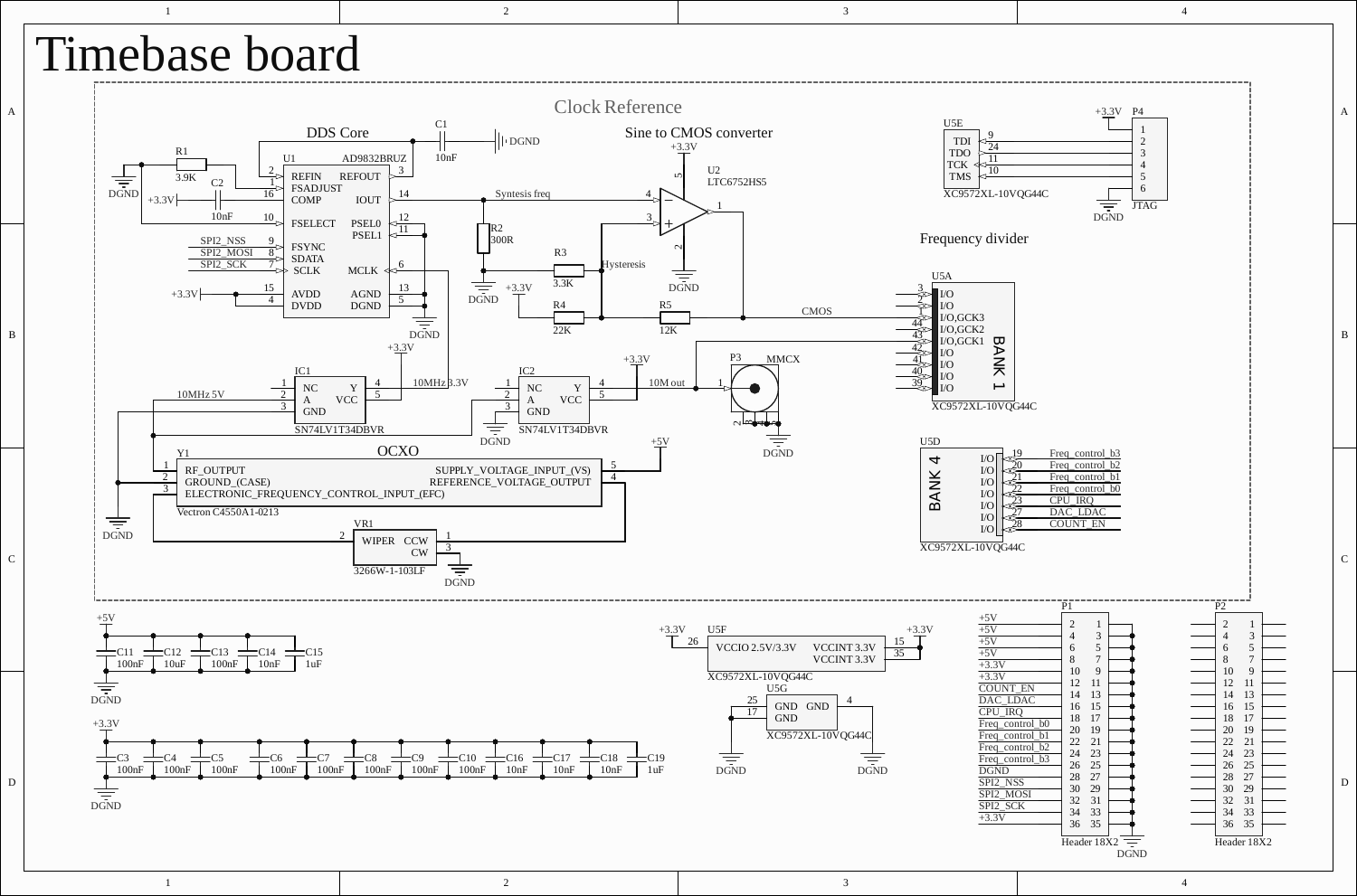# Timebase board

## Clock Reference

### DDS Core

U1 AD9832BRUZ

| Pin | Name | Pin | Name |
|---|---|---|---|
| 2 | REFIN | 3 | REFOUT |
| 1 | FSADJUST | 14 | IOUT |
| 16 | COMP | 12 | PSEL0 |
| 10 | FSELECT | 11 | PSEL1 |
| 9 | FSYNC | 6 | MCLK |
| 8 | SDATA | 13 | AGND |
| 7 | SCLK | 5 | DGND |
| 15 | AVDD | | |
| 4 | DVDD | | |

- R1 3.9K, C2 10nF, C1 10nF
- SPI2_NSS, SPI2_MOSI, SPI2_SCK
- +3.3V, DGND
- Syntesis freq
- R2 300R

### Sine to CMOS converter

U2 LTC6752HS5

- +3.3V
- R3 3.3K, R4 22K, R5 12K
- Hysteresis
- CMOS

IC1 SN74LV1T34DBVR (NC, A, GND, Y, VCC) — 10MHz 5V, 10MHz 3.3V

IC2 SN74LV1T34DBVR (NC, A, GND, Y, VCC) — 10M out

P3 MMCX

### OCXO

Y1 Vectron C4550A1-0213

| Pin | Name | Pin | Name |
|---|---|---|---|
| 1 | RF_OUTPUT | 5 | SUPPLY_VOLTAGE_INPUT_(VS) |
| 2 | GROUND_(CASE) | 4 | REFERENCE_VOLTAGE_OUTPUT |
| 3 | ELECTRONIC_FREQUENCY_CONTROL_INPUT_(EFC) | | |

VR1 3266W-1-103LF (WIPER, CCW, CW)

### JTAG

U5E XC9572XL-10VQG44C — TDI (9), TDO (24), TCK (11), TMS (10)

P4 JTAG (1–6), +3.3V, DGND

### Frequency divider

U5A XC9572XL-10VQG44C BANK 1

| Pin | Name |
|---|---|
| 3 | I/O |
| 2 | I/O |
| 1 | I/O,GCK3 |
| 44 | I/O,GCK2 |
| 43 | I/O,GCK1 |
| 42 | I/O |
| 41 | I/O |
| 40 | I/O |
| 39 | I/O |

U5D XC9572XL-10VQG44C BANK 4

| Pin | Name | Net |
|---|---|---|
| 19 | I/O | Freq_control_b3 |
| 20 | I/O | Freq_control_b2 |
| 21 | I/O | Freq_control_b1 |
| 22 | I/O | Freq_control_b0 |
| 23 | I/O | CPU_IRQ |
| 27 | I/O | DAC_LDAC |
| 28 | I/O | COUNT_EN |

## Power

+5V: C11 100nF, C12 10uF, C13 100nF, C14 10nF, C15 1uF — DGND

+3.3V: C3 100nF, C4 100nF, C5 100nF, C6 100nF, C7 100nF, C8 100nF, C9 100nF, C10 100nF, C16 10nF, C17 10nF, C18 10nF, C19 1uF — DGND

U5F XC9572XL-10VQG44C: VCCIO 2.5V/3.3V (26), VCCINT 3.3V (15), VCCINT 3.3V (35)

U5G XC9572XL-10VQG44C: GND (25), GND (17), GND (4)

## Connectors

P1 Header 18X2

| Net | Pins |
|---|---|
| +5V | 2, 1 |
| +5V | 4, 3 |
| +5V | 6, 5 |
| +5V | 8, 7 |
| +3.3V | 10, 9 |
| +3.3V | 12, 11 |
| COUNT_EN | 14, 13 |
| DAC_LDAC | 16, 15 |
| CPU_IRQ | 18, 17 |
| Freq_control_b0 | 20, 19 |
| Freq_control_b1 | 22, 21 |
| Freq_control_b2 | 24, 23 |
| Freq_control_b3 | 26, 25 |
| DGND | 28, 27 |
| SPI2_NSS | 30, 29 |
| SPI2_MOSI | 32, 31 |
| SPI2_SCK | 34, 33 |
| +3.3V | 36, 35 |

P2 Header 18X2 (pins 1–36)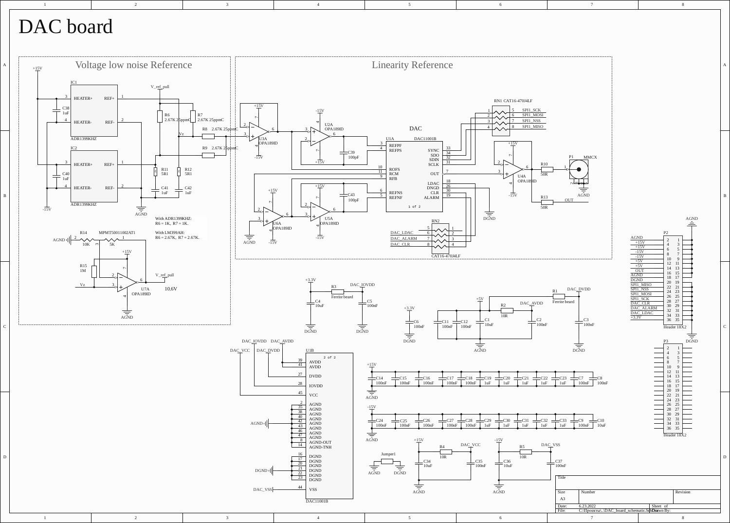# DAC board

## Voltage low noise Reference

IC1: ADR1399KHZ — HEATER+ (3), HEATER- (4), REF+ (1), REF- (2)

IC2: ADR1399KHZ — HEATER+ (3), HEATER- (4), REF+ (1), REF- (2)

C38 1uF, C40 1uF, C41 1uF, C42 1uF

R6 2.67K 25ppmC, R7 2.67K 25ppmC, R8 2.67K 25ppmC, R9 2.67K 25ppmC

R11 5R1, R12 5R1

V_ref_pull, Vz, +15V, -15V, AGND

With ADR1399KHZ:
R6 = 1K, R7 = 1K.

With LM399AH:
R6 = 2.67K, R7 = 2.67K.

R14 10K, MPMT50011002AT1 5K, R15 1M

U7A OPA189ID — 10.6V

## Linearity Reference

U3A OPA189ID, U2A OPA189ID, U6A OPA189ID, U5A OPA189ID

C39 100pF, C43 100pF

DAC — U1A DAC11001B (1 of 2): REFPF (3), REFPS (4), ROFS (10), RCM (11), RFB (9), REFNS (6), REFNF (5), SYNC (33), SDO (34), SDIN (32), SCLK (31), OUT (7), LDAC (18), DNGD (26), CLR (30), ALARM (19)

RN1 CAT16-470J4LF: SPI1_SCK, SPI1_MOSI, SPI1_NSS, SPI1_MISO

RN2 CAT16-470J4LF: DAC_LDAC, DAC_ALARM, DAC_CLR

U4A OPA189ID, R10 50R, R13 50R, P1 MMCX, OUT, AGND, DGND

## Power

R3 Ferrite beard, DAC_IOVDD, C4 10uF, C5 100nF, +3.3V, DGND

R1 Ferrite beard, DAC_DVDD, R2 10R, DAC_AVDD, +5V, C6 100nF, C11 100nF, C12 100nF, C1 10uF, C2 100nF, C3 100nF

U1B DAC11001B (2 of 2): AVDD (39, 41), DVDD (27), IOVDD (28), VCC (45), AGND (2, 35, 38, 40, 42, 43, 46, 47), AGND-OUT (8), AGND-TNH (14), DGND (16, 17, 20, 21, 22, 23), VSS (44)

+15V: C14 100nF, C15 100nF, C16 100nF, C17 100nF, C18 100nF, C19 1uF, C20 1uF, C21 1uF, C22 1uF, C23 1uF, C7 100nF, C8 100nF

-15V: C24 100nF, C25 100nF, C26 100nF, C27 100nF, C28 100nF, C29 1uF, C30 1uF, C31 1uF, C32 1uF, C33 1uF, C9 100nF, C10 10uF

Jumper1: AGND — DGND

R4 10R, DAC_VCC, C34 10uF, C35 100nF; R5 10R, DAC_VSS, C36 10uF, C37 100nF

## Connectors

P2 Header 18X2: AGND, +15V, +15V, -15V, -15V, +5V, +5V, OUT, AGND, DGND, SPI1_MISO, SPI1_NSS, SPI1_MOSI, SPI1_SCK, DAC_CLR, DAC_ALARM, DAC_LDAC, +3.3V

P3 Header 18X2

| Title | | |
|---|---|---|
| Size: A3 | Number | Revision |
| Date: 6.23.2022 | Sheet of | |
| File: C:\Проекты\..\DAC_board_schematic.SchDoc | Drawn By: | |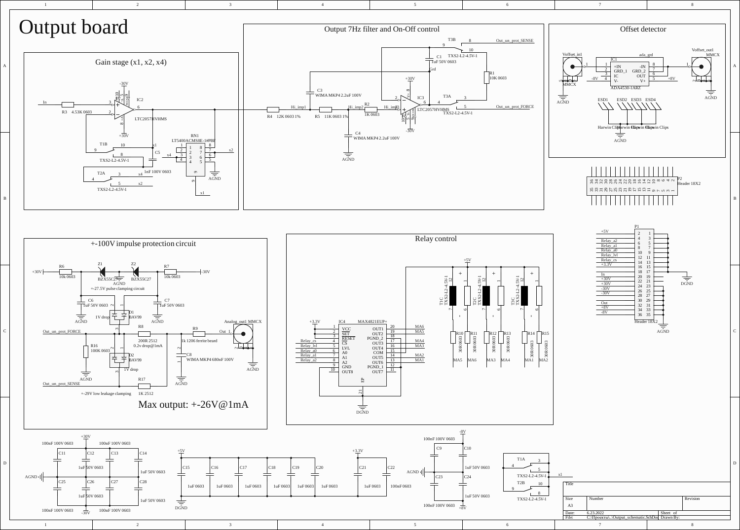# Output board

## Gain stage (x1, x2, x4)

In — R3 4.53K 0603 — IC2 LTC2057HVHMS (-30V, +30V)

T1B TXS2-L2-4.5V-1 (9, 10, 8) — x1

T2A TXS2-L2-4.5V-1 (4, 3, 5) — x4, x2

C5 1nF 100V 0603

RN1 LT5400ACMS8E-1#PBF — x4, x2, x1, AGND

## Output 7Hz filter and On-Off control

R4 12K 0603 1% — Hi_imp1 — R5 11K 0603 1% — Hi_imp2 — R2 1K 0603 — Hi_imp3

C3 WIMA MKP4 2.2uF 100V

C4 WIMA MKP4 2.2uF 100V — AGND

C1 1uF 50V 0603 — Grd

IC3 LTC2057HVHMS (+30V, -30V)

R1 10K 0603

T3B TXS2-L2-4.5V-1 — Out_un_prot_SENSE

T3A TXS2-L2-4.5V-1 — Out_un_prot_FORCE

## Offset detector

Voffset_in1 MMCX — IC1 ADA4530-1ARZ (+IN, GRD_1, IC, V-, -IN, GRD_2, OUT, V+) — ada_grd — -8V, +8V — Voffset_out1 MMCX

AGND

ESD1, ESD2, ESD3, ESD4 — Harwin Clips — AGND

P2 Header 18X2

P1 Header 18X2:

| Signal | Pins |
|---|---|
| +5V | 2, 1 |
| Relay_a2 | 4, 3 |
| Relay_a1 | 6, 5 |
| Relay_a0 | 8, 7 |
| Relay_lvl | 10, 9 |
| Relay_cs | 12, 11 |
| +3.3V | 14, 13 |
| | 16, 15 |
| In | 18, 17 |
| +30V | 20, 19 |
| +30V | 22, 21 |
| -30V | 24, 23 |
| -30V | 26, 25 |
| | 28, 27 |
| Out | 30, 29 |
| +8V | 32, 31 |
| -8V | 34, 33 |
| | 36, 35 |

DGND, AGND

## +-100V impulse protection circuit

+30V — R6 10k 0603 — Z1 BZX55C27 — Z2 BZX55C27 — R7 10k 0603 — -30V

AGND — +-27.5V pulse clamping circuit

C6 1uF 50V 0603, C7 1uF 50V 0603

D1 BAV99 — 1V drop

Out_un_prot_FORCE — R8 200R 2512 0.2v drop@1mA — R9 1k 1206 ferrite beard — Out — Analog_out1 MMCX

R16 100K 0603

D2 BAV99 — 1V drop

C8 WIMA MKP4 680nF 100V

Out_un_prot_SENSE — R17 1K 2512

+-29V low leakage clamping

Max output: +-26V@1mA

## Relay control

IC4 MAX4821EUP+ (+3.3V): VCC, SET, RESET, CS (Relay_cs), LVL (Relay_lvl), A0 (Relay_a0), A1 (Relay_a1), A2 (Relay_a2), GND, OUT8; OUT1 (MA6), OUT2 (MA5), PGND_2, OUT3 (MA4), OUT4 (MA3), COM, OUT5 (MA2), OUT6 (MA1), PGND_1, OUT7; EP — DGND

+5V — T1C, T2C, T3C TXS2-L2-4.5V-1

R10, R11, R12, R13, R14, R15 30R 0603 — MA5, MA6, MA3, MA4, MA1, MA2

## Decoupling

+30V: C11, C12, C13, C14 100nF 100V 0603; C25, C26, C27, C28 1uF 50V 0603 / 100nF 100V 0603 — AGND — -30V

+5V: C15, C16, C17, C18, C19, C20 1uF 0603 — DGND

+3.3V: C21 1uF 0603, C22 100nF 0603

-8V / +8V: C9, C23 100nF 100V 0603; C10, C24 1uF 50V 0603 — AGND

T1A TXS2-L2-4.5V-1 (4, 3, 5) — x1

T2B TXS2-L2-4.5V-1 (9, 10, 8)

| Title | | |
|---|---|---|
| Size: A3 | Number | Revision |
| Date: 6.23.2022 | Sheet of | |
| File: C:\Проекты\..\Output_schematic.SchDoc | Drawn By: | |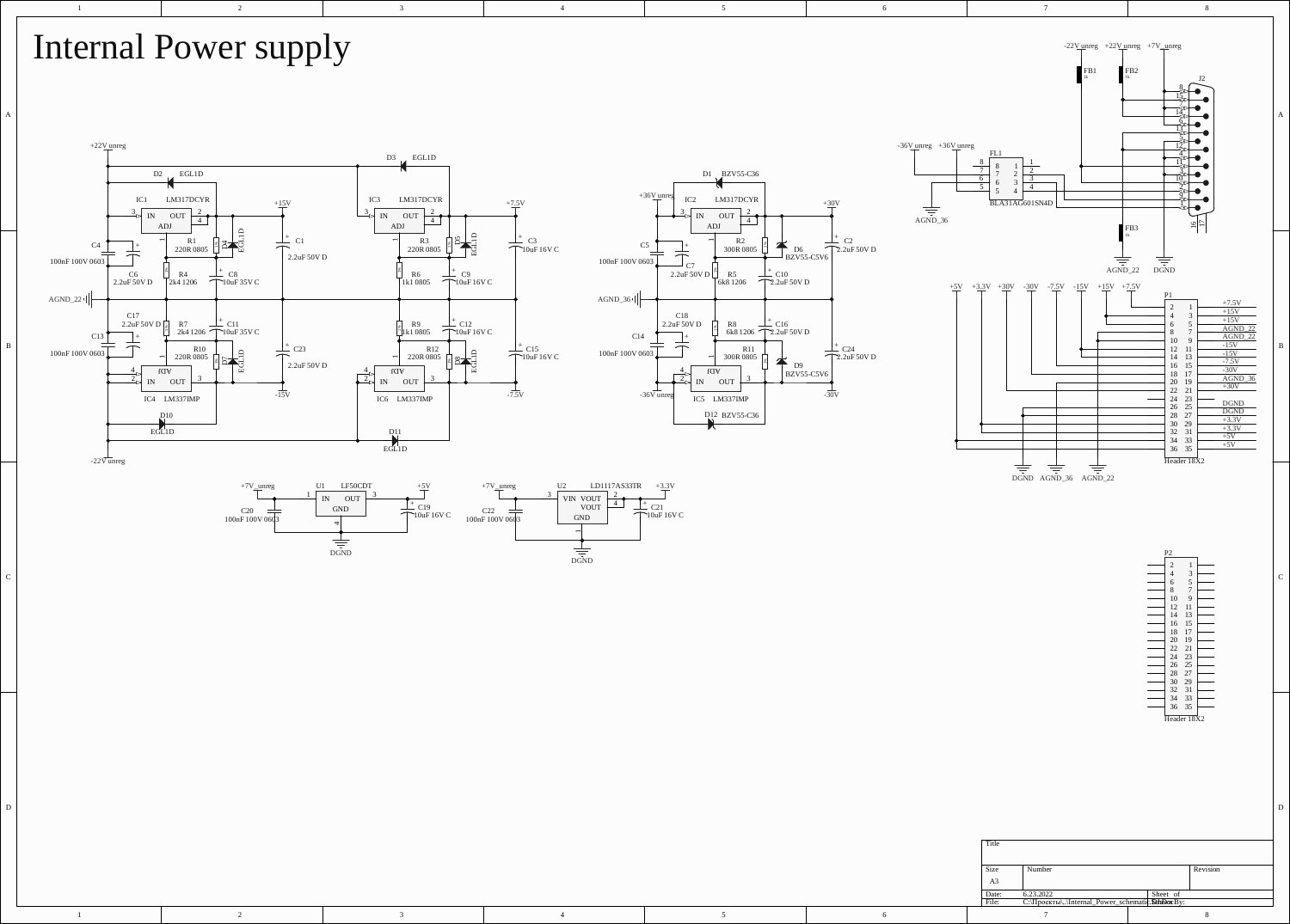# Internal Power supply

| Title | | |
|---|---|---|
| Size | Number | Revision |
| A3 | | |
| Date: | 6.23.2022 | Sheet of |
| File: | C:\Проекты\..\Internal_Power_schematic.SchDoc | Drawn By: |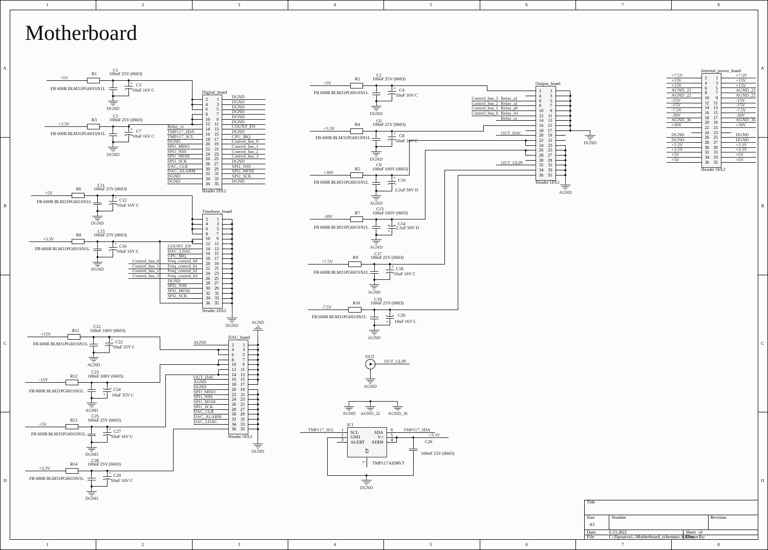# Motherboard

**Power input filters**

| Rail | Ferrite bead (FB 600R BLM31PG601SN1L) | Ceramic capacitor | Electrolytic capacitor | Ground |
|---|---|---|---|---|
| +5V | R1 | C1 100nF 25V (0603) | C3 10uF 16V C | DGND |
| +3.3V | R3 | C5 100nF 25V (0603) | C7 10uF 16V C | DGND |
| +5V | R6 | C11 100nF 25V (0603) | C12 10uF 16V C | DGND |
| +3.3V | R8 | C15 100nF 25V (0603) | C16 10uF 16V C | DGND |
| +15V | R11 | C21 100nF 100V (0603) | C22 10uF 35V C | AGND |
| -15V | R12 | C23 100nF 100V (0603) | C24 10uF 35V C | AGND |
| +5V | R13 | C25 100nF 25V (0603) | C27 10uF 16V C | DGND |
| +3.3V | R14 | C28 100nF 25V (0603) | C29 10uF 16V C | DGND |
| +5V | R2 | C2 100nF 25V (0603) | C4 10uF 16V C | DGND |
| +3.3V | R4 | C6 100nF 25V (0603) | C8 10uF 16V C | DGND |
| +30V | R5 | C9 100nF 100V (0603) | C10 2.2uF 50V D | AGND |
| -30V | R7 | C13 100nF 100V (0603) | C14 2.2uF 50V D | AGND |
| +7.5V | R9 | C17 100nF 25V (0603) | C18 10uF 16V C | AGND |
| -7.5V | R10 | C19 100nF 25V (0603) | C20 10uF 16V C | AGND |

**Digital_board** (Header 18X2)

| Left net | Pin | Pin | Right net |
|---|---|---|---|
| | 2 | 1 | DGND |
| | 4 | 3 | DGND |
| | 6 | 5 | DGND |
| | 8 | 7 | DGND |
| | 10 | 9 | DGND |
| | 12 | 11 | DGND |
| Relay_cs | 14 | 13 | COUNT_EN |
| TMP117_SDA | 16 | 15 | DGND |
| TMP117_SCL | 18 | 17 | CPU_IRQ |
| DGND | 20 | 19 | Control_bus_0 |
| SPI1_MISO | 22 | 21 | Control_bus_1 |
| SPI1_NSS | 24 | 23 | Control_bus_2 |
| SPI1_MOSI | 26 | 25 | Control_bus_3 |
| SPI1_SCK | 28 | 27 | DGND |
| DAC_CLR | 30 | 29 | SPI2_NSS |
| DAC_ALARM | 32 | 31 | SPI2_MOSI |
| DGND | 34 | 33 | SPI2_SCK |
| DGND | 36 | 35 | DGND |

**Timebase_board** (Header 18X2)

| Left net | Pin | Pin |
|---|---|---|
| | 2 | 1 |
| | 4 | 3 |
| | 6 | 5 |
| | 8 | 7 |
| | 10 | 9 |
| | 12 | 11 |
| COUNT_EN | 14 | 13 |
| DAC_LDAC | 16 | 15 |
| CPU_IRQ | 18 | 17 |
| Control_bus_0 / Freq_control_b0 | 20 | 19 |
| Control_bus_1 / Freq_control_b1 | 22 | 21 |
| Control_bus_2 / Freq_control_b2 | 24 | 23 |
| Control_bus_3 / Freq_control_b3 | 26 | 25 |
| DGND | 28 | 27 |
| SPI2_NSS | 30 | 29 |
| SPI2_MOSI | 32 | 31 |
| SPI2_SCK | 34 | 33 |
| | 36 | 35 |

Right-side pins: DGND

**DAC_board** (Header 18X2)

| Left net | Pin | Pin |
|---|---|---|
| AGND | 2 | 1 |
| | 4 | 3 |
| | 6 | 5 |
| | 8 | 7 |
| | 10 | 9 |
| | 12 | 11 |
| | 14 | 13 |
| OUT_DAC | 16 | 15 |
| AGND | 18 | 17 |
| DGND | 20 | 19 |
| SPI1_MISO | 22 | 21 |
| SPI1_NSS | 24 | 23 |
| SPI1_MOSI | 26 | 25 |
| SPI1_SCK | 28 | 27 |
| DAC_CLR | 30 | 29 |
| DAC_ALARM | 32 | 31 |
| DAC_LDAC | 34 | 33 |
| | 36 | 35 |

Right-side pins: AGND / DGND

**Output_board** (Header 18X2)

| Left net | Pin | Pin |
|---|---|---|
| | 2 | 1 |
| Control_bus_3 Relay_a2 | 4 | 3 |
| Control_bus_2 Relay_a1 | 6 | 5 |
| Control_bus_1 Relay_a0 | 8 | 7 |
| Control_bus_0 Relay_lvl | 10 | 9 |
| Relay_cs | 12 | 11 |
| | 14 | 13 |
| | 16 | 15 |
| | 18 | 17 |
| OUT_DAC | 20 | 19 |
| | 22 | 21 |
| | 24 | 23 |
| | 26 | 25 |
| | 28 | 27 |
| | 30 | 29 |
| OUT_GLIN | 32 | 31 |
| | 34 | 33 |
| | 36 | 35 |

Right-side pins: DGND / AGND

**Internal_power_board** (Header 18X2)

| Left net | Pin | Pin | Right net |
|---|---|---|---|
| +7.5V | 2 | 1 | +7.5V |
| +15V | 4 | 3 | +15V |
| +15V | 6 | 5 | +15V |
| AGND_22 | 8 | 7 | AGND_22 |
| AGND_22 | 10 | 9 | AGND_22 |
| -15V | 12 | 11 | -15V |
| -15V | 14 | 13 | -15V |
| -7.5V | 16 | 15 | -7.5V |
| -30V | 18 | 17 | -30V |
| AGND_36 | 20 | 19 | AGND_36 |
| +30V | 22 | 21 | +30V |
| DGND | 24 | 23 | DGND |
| DGND | 26 | 25 | DGND |
| +3.3V | 28 | 27 | +3.3V |
| +3.3V | 30 | 29 | +3.3V |
| +5V | 32 | 31 | +5V |
| +5V | 34 | 33 | +5V |
| | 36 | 35 | |

**OUT connector**: OUT_GLIN, AGND

Grounds: AGND, AGND_22, AGND_36

**IC1 TMP117AIDRVT**

| Pin | Name | Net |
|---|---|---|
| 1 | SCL | TMP117_SCL |
| 2 | GND | DGND |
| 3 | ALERT | |
| 4 | ADD0 | +3.3V |
| 5 | V+ | +3.3V |
| 6 | SDA | TMP117_SDA |
| 7 | EP | DGND |

C26 100nF 25V (0603)

| Title | | |
|---|---|---|
| Size: A3 | Number | Revision |
| Date: 6.23.2022 | Sheet of | |
| File: C:\Проекты\..\Motherboard_schematic.SchDoc | Drawn By: | |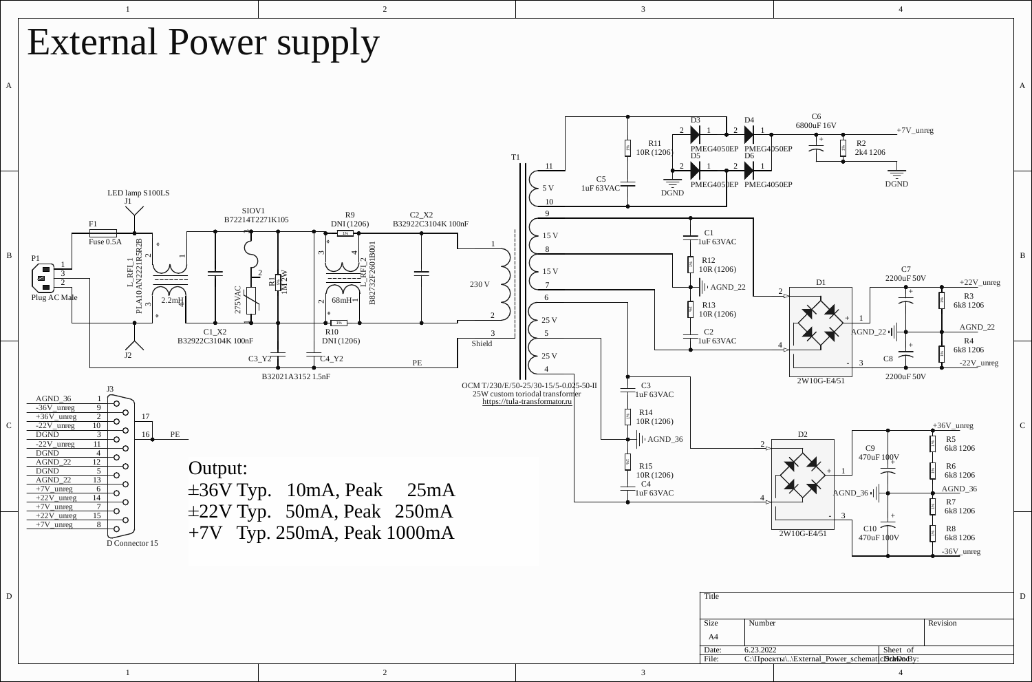# External Power supply

Output:

±36V Typ. 10mA, Peak 25mA

±22V Typ. 50mA, Peak 250mA

+7V Typ. 250mA, Peak 1000mA

| J3 Pin | Signal |
|---|---|
| 1 | AGND_36 |
| 9 | -36V_unreg |
| 2 | +36V_unreg |
| 10 | -22V_unreg |
| 3 | DGND |
| 11 | -22V_unreg |
| 4 | DGND |
| 12 | AGND_22 |
| 5 | DGND |
| 13 | AGND_22 |
| 6 | +7V_unreg |
| 14 | +22V_unreg |
| 7 | +7V_unreg |
| 15 | +22V_unreg |
| 8 | +7V_unreg |
| 16, 17 | PE |

J3: D Connector 15

P1: Plug AC Male

F1: Fuse 0.5A

J1: LED lamp S100LS

L_RFI_1: PLA10AN2221R5R2B, 2.2mH

SIOV1: B72214T2271K105, 275VAC

R1: 1M 2W

R9: DNI (1206)

R10: DNI (1206)

L_RFI_2: B82732F2601B001, 68mH

C1_X2: B32922C3104K 100nF

C2_X2: B32922C3104K 100nF

C3_Y2, C4_Y2: B32021A3152 1.5nF

T1: OCM T/230/E/50-25/30-15/5-0.025-50-II, 25W custom toriodal transformer, https://tula-transformator.ru (230 V primary; Shield; 5 V, 15 V, 15 V, 25 V, 25 V secondaries)

D3, D4, D5, D6: PMEG4050EP

C5: 1uF 63VAC

R11: 10R (1206)

C6: 6800uF 16V

R2: 2k4 1206

+7V_unreg, DGND

C1: 1uF 63VAC

R12: 10R (1206)

R13: 10R (1206)

C2: 1uF 63VAC

D1: 2W10G-E4/51

C7: 2200uF 50V

C8: 2200uF 50V

R3: 6k8 1206

R4: 6k8 1206

+22V_unreg, AGND_22, -22V_unreg

C3: 1uF 63VAC

R14: 10R (1206)

R15: 10R (1206)

C4: 1uF 63VAC

D2: 2W10G-E4/51

C9: 470uF 100V

C10: 470uF 100V

R5: 6k8 1206

R6: 6k8 1206

R7: 6k8 1206

R8: 6k8 1206

+36V_unreg, AGND_36, -36V_unreg

| Title | | |
|---|---|---|
| Size: A4 | Number | Revision |
| Date: 6.23.2022 | | Sheet of |
| File: C:\Проекты\..\External_Power_schematic.SchDoc | | Drawn By: |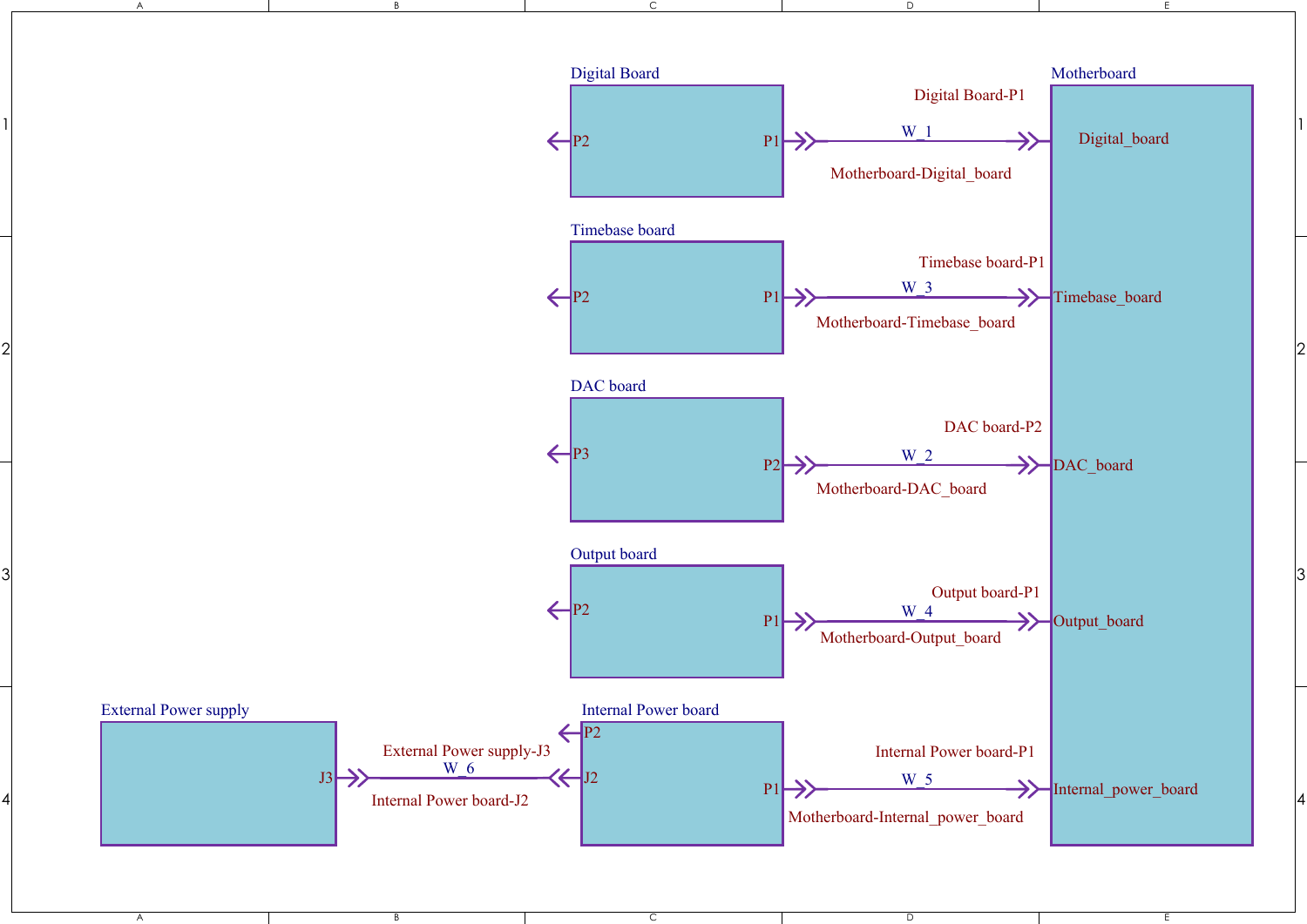Digital Board

P2

P1

Digital Board-P1

W_1

Motherboard-Digital_board

Motherboard

Digital_board

Timebase board

P2

P1

Timebase board-P1

W_3

Motherboard-Timebase_board

Timebase_board

DAC board

P3

P2

DAC board-P2

W_2

Motherboard-DAC_board

DAC_board

Output board

P2

P1

Output board-P1

W_4

Motherboard-Output_board

Output_board

External Power supply

J3

External Power supply-J3

W_6

Internal Power board-J2

Internal Power board

P2

J2

P1

Internal Power board-P1

W_5

Motherboard-Internal_power_board

Internal_power_board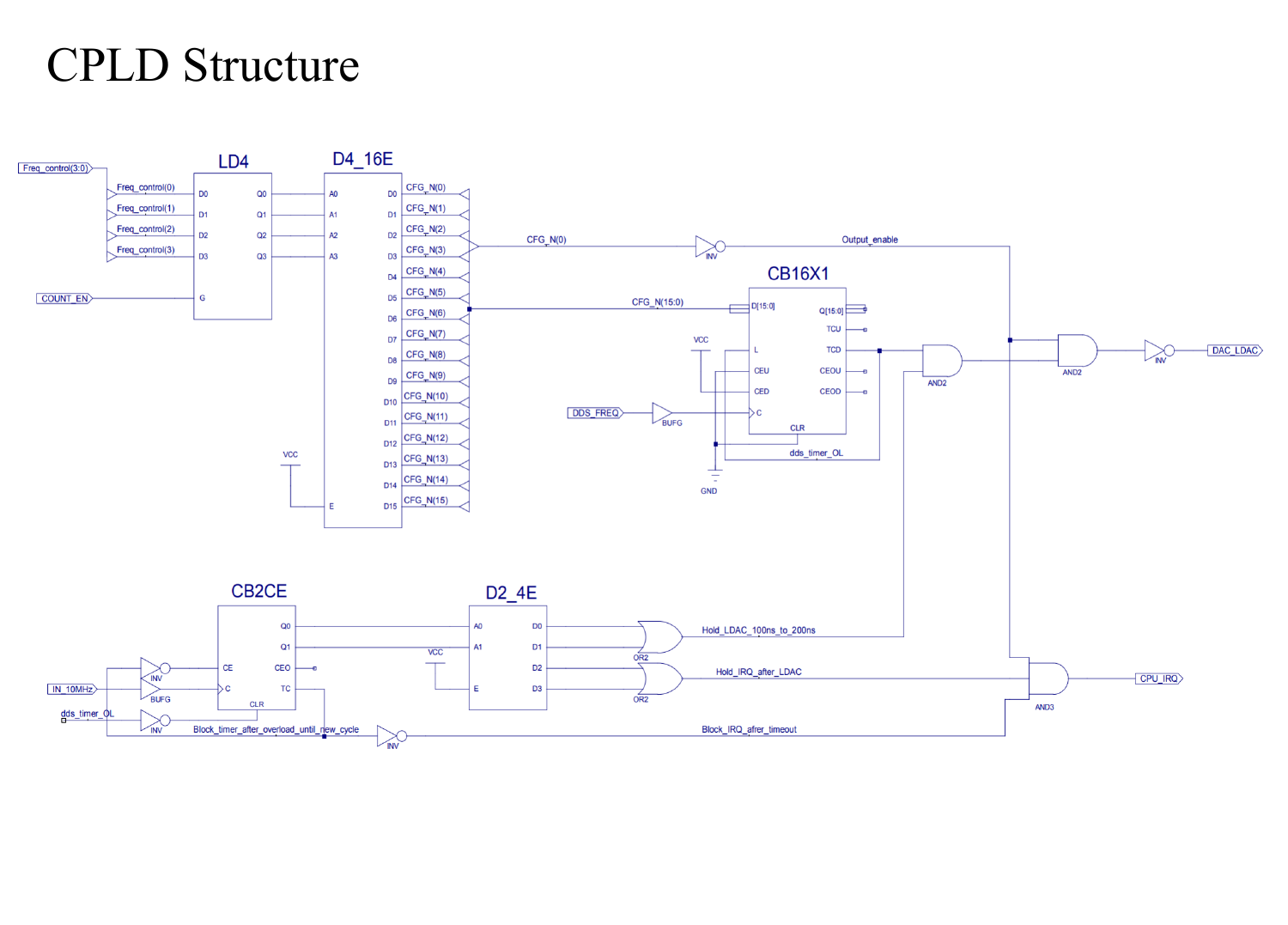# CPLD Structure

LD4

D4_16E

CB16X1

CB2CE

D2_4E

Freq_control(3:0)

Freq_control(0)

Freq_control(1)

Freq_control(2)

Freq_control(3)

COUNT_EN

D0 D1 D2 D3 G

Q0 Q1 Q2 Q3

A0 A1 A2 A3 E

VCC

D0 D1 D2 D3 D4 D5 D6 D7 D8 D9 D10 D11 D12 D13 D14 D15

CFG_N(0) CFG_N(1) CFG_N(2) CFG_N(3) CFG_N(4) CFG_N(5) CFG_N(6) CFG_N(7) CFG_N(8) CFG_N(9) CFG_N(10) CFG_N(11) CFG_N(12) CFG_N(13) CFG_N(14) CFG_N(15)

CFG_N(0)

INV

Output_enable

CFG_N(15:0)

D[15:0] Q[15:0] L TCU TCD CEU CEOU CED CEOD C CLR

VCC

DDS_FREQ

BUFG

GND

dds_timer_OL

AND2

AND2

INV

DAC_LDAC

Q0 Q1 CE CEO C TC CLR

INV

IN_10MHz

BUFG

dds_timer_OL

INV

Block_timer_after_overload_until_new_cycle

A0 A1 E D0 D1 D2 D3

VCC

OR2

OR2

Hold_LDAC_100ns_to_200ns

Hold_IRQ_after_LDAC

AND3

CPU_IRQ

INV

Block_IRQ_afrer_timeout